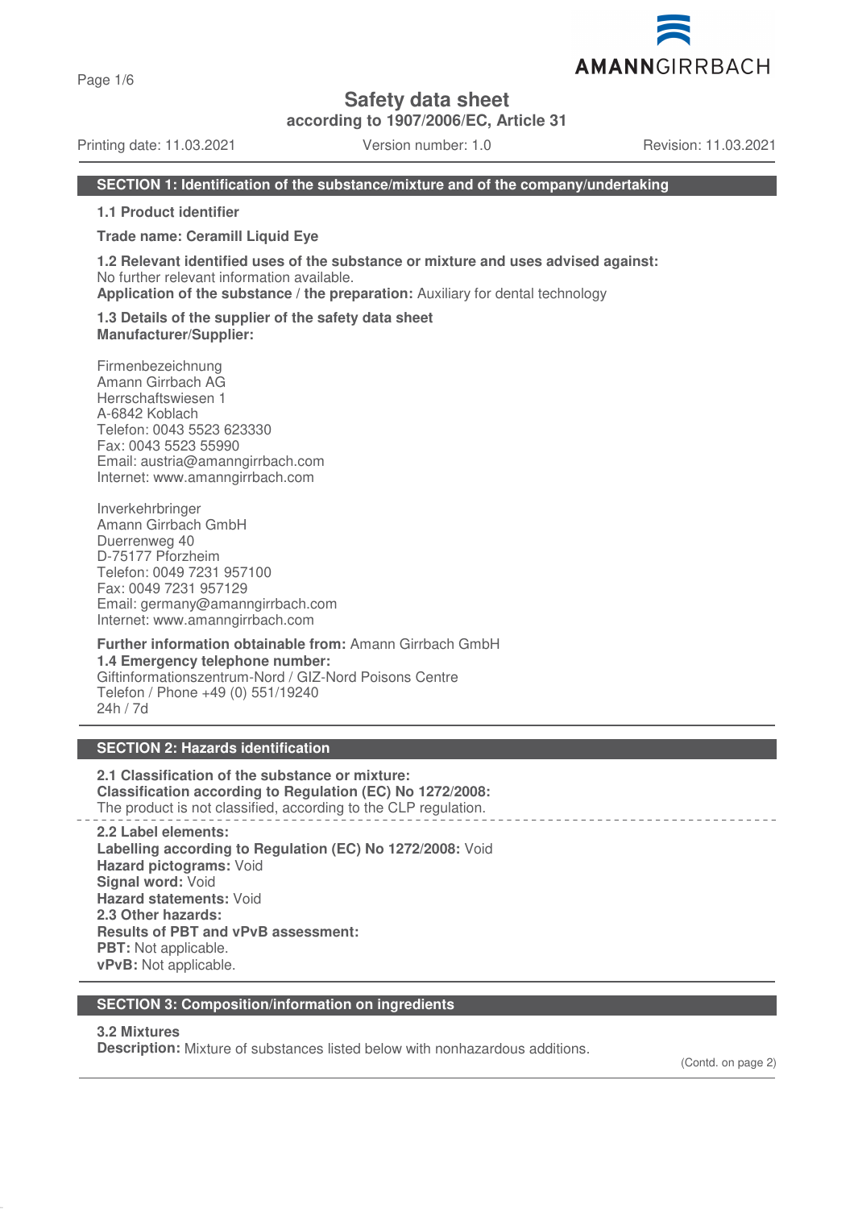# Safety data sheet

**according to 1907/2006/EC, Article 31**

Printing date: 11.03.2021 | Version number: 1.0 | Revision: 11.03.2021

## SECTION 1: Identification of the substance/mixture and of the company/undertaking

**1.1 Product identifier**

**Trade name: Ceramill Liquid Eye**

**1.2 Relevant identified uses of the substance or mixture and uses advised against:**
No further relevant information available.
**Application of the substance / the preparation:** Auxiliary for dental technology

**1.3 Details of the supplier of the safety data sheet**
**Manufacturer/Supplier:**

Firmenbezeichnung
Amann Girrbach AG
Herrschaftswiesen 1
A-6842 Koblach
Telefon: 0043 5523 623330
Fax: 0043 5523 55990
Email: austria@amanngirrbach.com
Internet: www.amanngirrbach.com

Inverkehrbringer
Amann Girrbach GmbH
Duerrenweg 40
D-75177 Pforzheim
Telefon: 0049 7231 957100
Fax: 0049 7231 957129
Email: germany@amanngirrbach.com
Internet: www.amanngirrbach.com

**Further information obtainable from:** Amann Girrbach GmbH
**1.4 Emergency telephone number:**
Giftinformationszentrum-Nord / GIZ-Nord Poisons Centre
Telefon / Phone +49 (0) 551/19240
24h / 7d

## SECTION 2: Hazards identification

**2.1 Classification of the substance or mixture:**
**Classification according to Regulation (EC) No 1272/2008:**
The product is not classified, according to the CLP regulation.

**2.2 Label elements:**
**Labelling according to Regulation (EC) No 1272/2008:** Void
**Hazard pictograms:** Void
**Signal word:** Void
**Hazard statements:** Void
**2.3 Other hazards:**
**Results of PBT and vPvB assessment:**
**PBT:** Not applicable.
**vPvB:** Not applicable.

## SECTION 3: Composition/information on ingredients

**3.2 Mixtures**
**Description:** Mixture of substances listed below with nonhazardous additions.

(Contd. on page 2)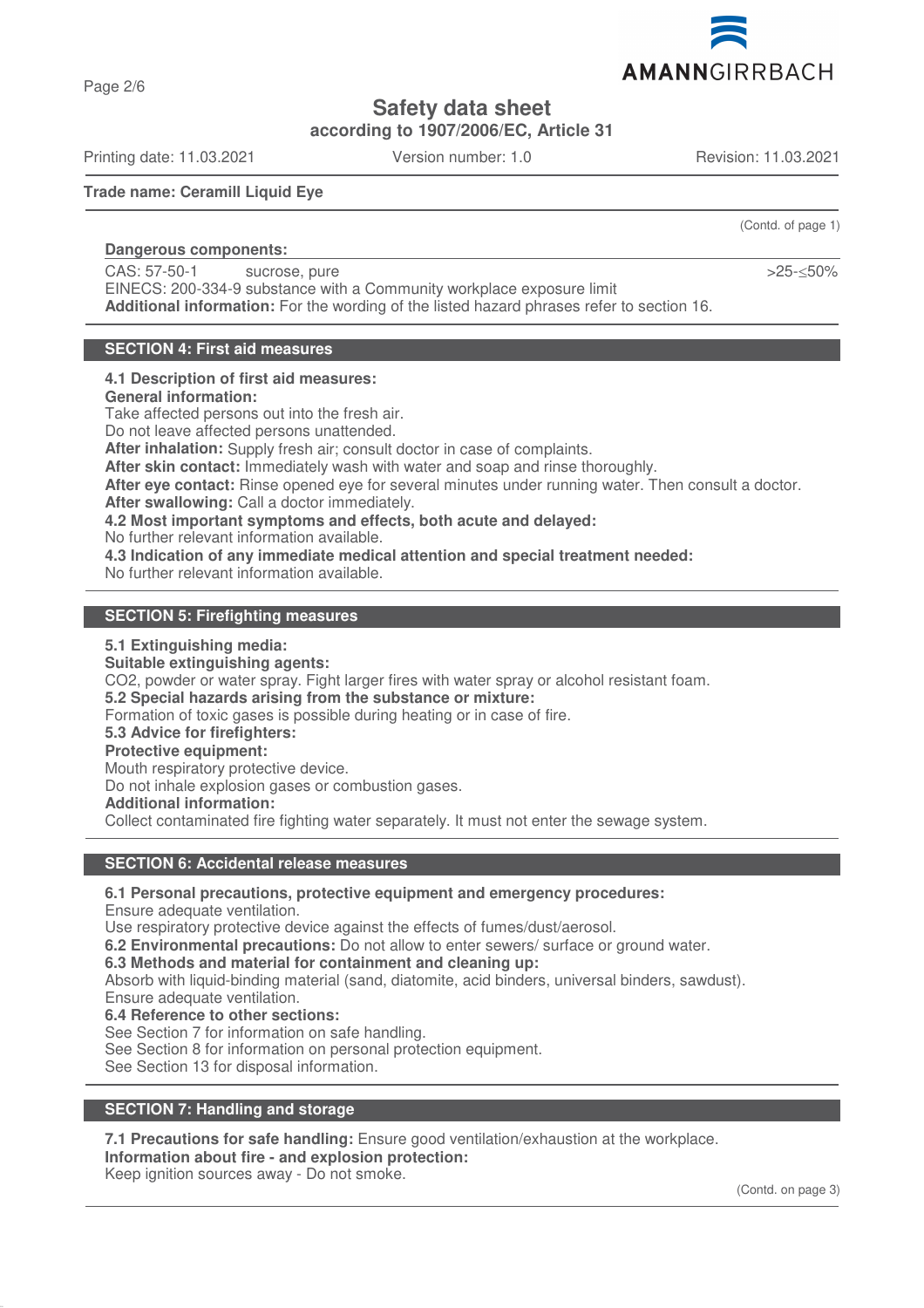# Safety data sheet

**according to 1907/2006/EC, Article 31**

Printing date: 11.03.2021 Version number: 1.0 Revision: 11.03.2021

**Trade name: Ceramill Liquid Eye**

(Contd. of page 1)

**Dangerous components:**

| CAS: 57-50-1 | sucrose, pure | >25-≤50% |
|---|---|---|
| EINECS: 200-334-9 | substance with a Community workplace exposure limit | |

**Additional information:** For the wording of the listed hazard phrases refer to section 16.

## SECTION 4: First aid measures

**4.1 Description of first aid measures:**

**General information:**

Take affected persons out into the fresh air.

Do not leave affected persons unattended.

**After inhalation:** Supply fresh air; consult doctor in case of complaints.

**After skin contact:** Immediately wash with water and soap and rinse thoroughly.

**After eye contact:** Rinse opened eye for several minutes under running water. Then consult a doctor.

**After swallowing:** Call a doctor immediately.

**4.2 Most important symptoms and effects, both acute and delayed:**

No further relevant information available.

**4.3 Indication of any immediate medical attention and special treatment needed:**

No further relevant information available.

## SECTION 5: Firefighting measures

**5.1 Extinguishing media:**

**Suitable extinguishing agents:**

$CO_2$, powder or water spray. Fight larger fires with water spray or alcohol resistant foam.

**5.2 Special hazards arising from the substance or mixture:**

Formation of toxic gases is possible during heating or in case of fire.

**5.3 Advice for firefighters:**

**Protective equipment:**

Mouth respiratory protective device.

Do not inhale explosion gases or combustion gases.

**Additional information:**

Collect contaminated fire fighting water separately. It must not enter the sewage system.

## SECTION 6: Accidental release measures

**6.1 Personal precautions, protective equipment and emergency procedures:**

Ensure adequate ventilation.

Use respiratory protective device against the effects of fumes/dust/aerosol.

**6.2 Environmental precautions:** Do not allow to enter sewers/ surface or ground water.

**6.3 Methods and material for containment and cleaning up:**

Absorb with liquid-binding material (sand, diatomite, acid binders, universal binders, sawdust).

Ensure adequate ventilation.

**6.4 Reference to other sections:**

See Section 7 for information on safe handling.

See Section 8 for information on personal protection equipment.

See Section 13 for disposal information.

## SECTION 7: Handling and storage

**7.1 Precautions for safe handling:** Ensure good ventilation/exhaustion at the workplace.

**Information about fire - and explosion protection:**

Keep ignition sources away - Do not smoke.

(Contd. on page 3)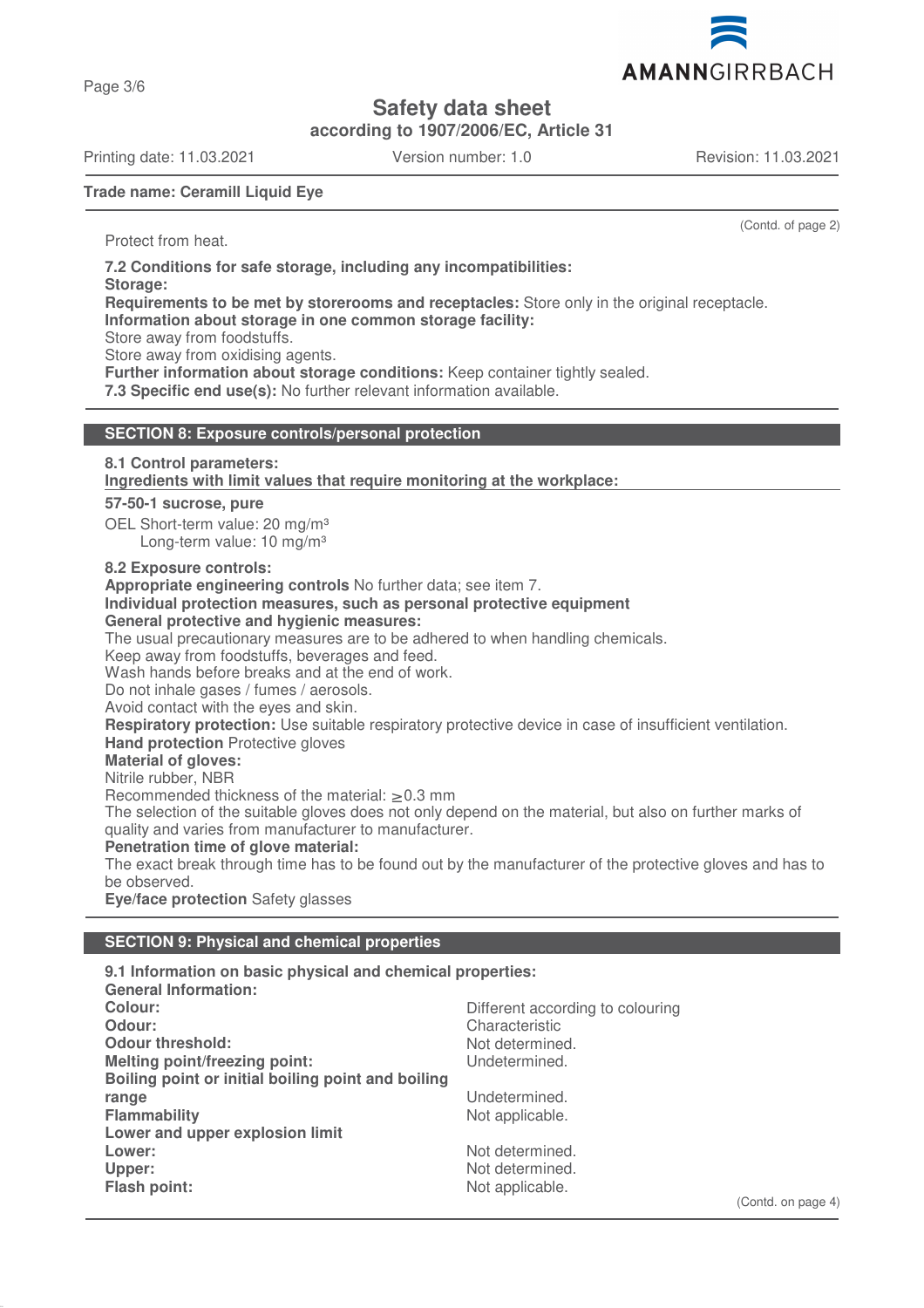Trade name: Ceramill Liquid Eye

(Contd. of page 2)

Protect from heat.

**7.2 Conditions for safe storage, including any incompatibilities:**
**Storage:**
**Requirements to be met by storerooms and receptacles:** Store only in the original receptacle.
**Information about storage in one common storage facility:**
Store away from foodstuffs.
Store away from oxidising agents.
**Further information about storage conditions:** Keep container tightly sealed.
**7.3 Specific end use(s):** No further relevant information available.

## SECTION 8: Exposure controls/personal protection

**8.1 Control parameters:**
**Ingredients with limit values that require monitoring at the workplace:**

**57-50-1 sucrose, pure**

OEL Short-term value: 20 mg/m³
Long-term value: 10 mg/m³

**8.2 Exposure controls:**
**Appropriate engineering controls** No further data; see item 7.
**Individual protection measures, such as personal protective equipment**
**General protective and hygienic measures:**
The usual precautionary measures are to be adhered to when handling chemicals.
Keep away from foodstuffs, beverages and feed.
Wash hands before breaks and at the end of work.
Do not inhale gases / fumes / aerosols.
Avoid contact with the eyes and skin.
**Respiratory protection:** Use suitable respiratory protective device in case of insufficient ventilation.
**Hand protection** Protective gloves
**Material of gloves:**
Nitrile rubber, NBR
Recommended thickness of the material: ≥ 0.3 mm
The selection of the suitable gloves does not only depend on the material, but also on further marks of quality and varies from manufacturer to manufacturer.
**Penetration time of glove material:**
The exact break through time has to be found out by the manufacturer of the protective gloves and has to be observed.
**Eye/face protection** Safety glasses

## SECTION 9: Physical and chemical properties

**9.1 Information on basic physical and chemical properties:**
**General Information:**

| | |
|---|---|
| **Colour:** | Different according to colouring |
| **Odour:** | Characteristic |
| **Odour threshold:** | Not determined. |
| **Melting point/freezing point:** | Undetermined. |
| **Boiling point or initial boiling point and boiling range** | Undetermined. |
| **Flammability** | Not applicable. |
| **Lower and upper explosion limit** | |
| **Lower:** | Not determined. |
| **Upper:** | Not determined. |
| **Flash point:** | Not applicable. |

(Contd. on page 4)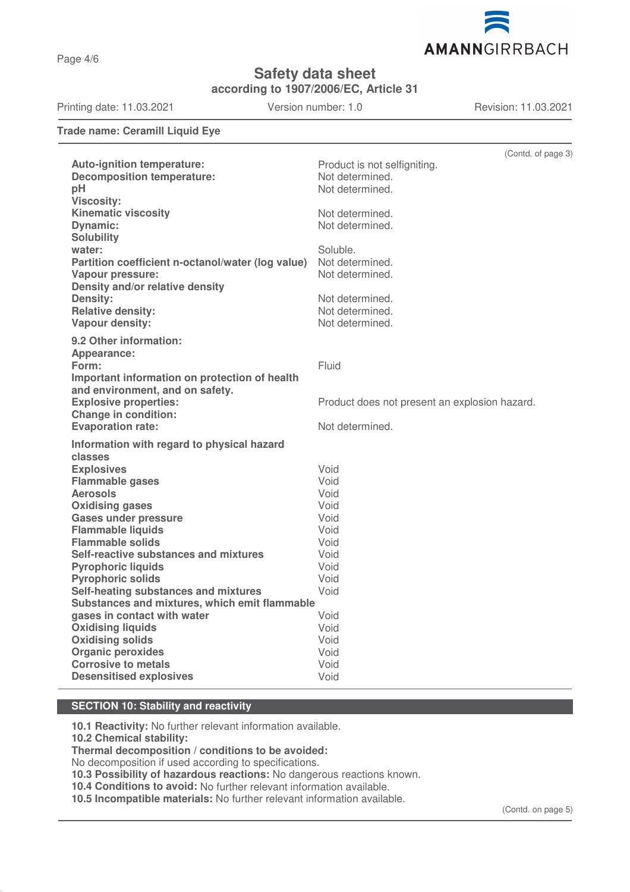Safety data sheet
according to 1907/2006/EC, Article 31

Printing date: 11.03.2021 Version number: 1.0 Revision: 11.03.2021

**Trade name: Ceramill Liquid Eye**

(Contd. of page 3)

| | |
|---|---|
| **Auto-ignition temperature:** | Product is not selfigniting. |
| **Decomposition temperature:** | Not determined. |
| **pH** | Not determined. |
| **Viscosity:** | |
| **Kinematic viscosity** | Not determined. |
| **Dynamic:** | Not determined. |
| **Solubility** | |
| **water:** | Soluble. |
| **Partition coefficient n-octanol/water (log value)** | Not determined. |
| **Vapour pressure:** | Not determined. |
| **Density and/or relative density** | |
| **Density:** | Not determined. |
| **Relative density:** | Not determined. |
| **Vapour density:** | Not determined. |

**9.2 Other information:**

| | |
|---|---|
| **Appearance:** | |
| **Form:** | Fluid |
| **Important information on protection of health and environment, and on safety.** | |
| **Explosive properties:** | Product does not present an explosion hazard. |
| **Change in condition:** | |
| **Evaporation rate:** | Not determined. |

**Information with regard to physical hazard classes**

| | |
|---|---|
| **Explosives** | Void |
| **Flammable gases** | Void |
| **Aerosols** | Void |
| **Oxidising gases** | Void |
| **Gases under pressure** | Void |
| **Flammable liquids** | Void |
| **Flammable solids** | Void |
| **Self-reactive substances and mixtures** | Void |
| **Pyrophoric liquids** | Void |
| **Pyrophoric solids** | Void |
| **Self-heating substances and mixtures** | Void |
| **Substances and mixtures, which emit flammable gases in contact with water** | Void |
| **Oxidising liquids** | Void |
| **Oxidising solids** | Void |
| **Organic peroxides** | Void |
| **Corrosive to metals** | Void |
| **Desensitised explosives** | Void |

## SECTION 10: Stability and reactivity

**10.1 Reactivity:** No further relevant information available.
**10.2 Chemical stability:**
**Thermal decomposition / conditions to be avoided:**
No decomposition if used according to specifications.
**10.3 Possibility of hazardous reactions:** No dangerous reactions known.
**10.4 Conditions to avoid:** No further relevant information available.
**10.5 Incompatible materials:** No further relevant information available.

(Contd. on page 5)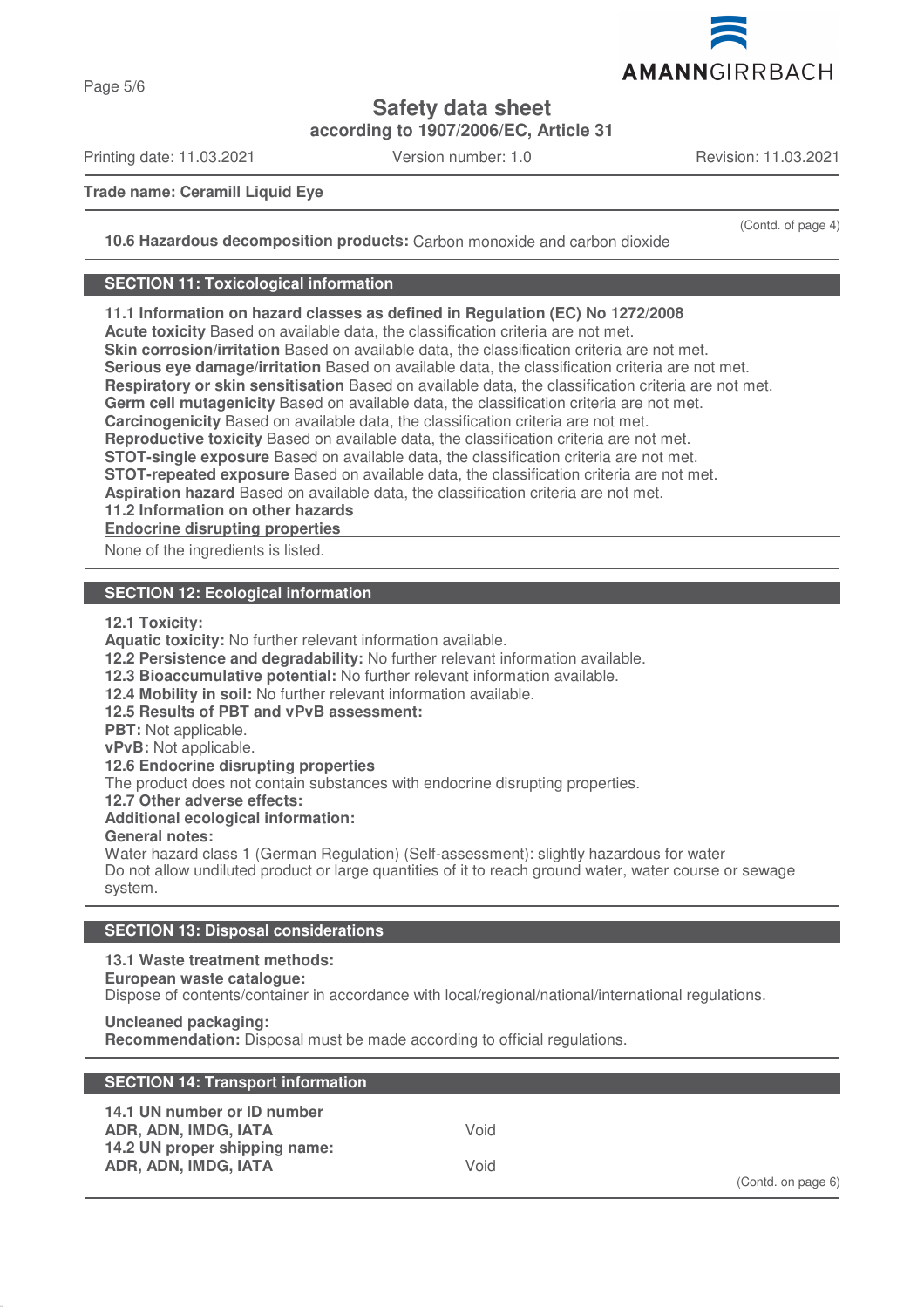**Trade name: Ceramill Liquid Eye**

(Contd. of page 4)

**10.6 Hazardous decomposition products:** Carbon monoxide and carbon dioxide

## SECTION 11: Toxicological information

**11.1 Information on hazard classes as defined in Regulation (EC) No 1272/2008**
**Acute toxicity** Based on available data, the classification criteria are not met.
**Skin corrosion/irritation** Based on available data, the classification criteria are not met.
**Serious eye damage/irritation** Based on available data, the classification criteria are not met.
**Respiratory or skin sensitisation** Based on available data, the classification criteria are not met.
**Germ cell mutagenicity** Based on available data, the classification criteria are not met.
**Carcinogenicity** Based on available data, the classification criteria are not met.
**Reproductive toxicity** Based on available data, the classification criteria are not met.
**STOT-single exposure** Based on available data, the classification criteria are not met.
**STOT-repeated exposure** Based on available data, the classification criteria are not met.
**Aspiration hazard** Based on available data, the classification criteria are not met.
**11.2 Information on other hazards**
**Endocrine disrupting properties**

None of the ingredients is listed.

## SECTION 12: Ecological information

**12.1 Toxicity:**
**Aquatic toxicity:** No further relevant information available.
**12.2 Persistence and degradability:** No further relevant information available.
**12.3 Bioaccumulative potential:** No further relevant information available.
**12.4 Mobility in soil:** No further relevant information available.
**12.5 Results of PBT and vPvB assessment:**
**PBT:** Not applicable.
**vPvB:** Not applicable.
**12.6 Endocrine disrupting properties**
The product does not contain substances with endocrine disrupting properties.
**12.7 Other adverse effects:**
**Additional ecological information:**
**General notes:**
Water hazard class 1 (German Regulation) (Self-assessment): slightly hazardous for water
Do not allow undiluted product or large quantities of it to reach ground water, water course or sewage system.

## SECTION 13: Disposal considerations

**13.1 Waste treatment methods:**
**European waste catalogue:**
Dispose of contents/container in accordance with local/regional/national/international regulations.

**Uncleaned packaging:**
**Recommendation:** Disposal must be made according to official regulations.

## SECTION 14: Transport information

| | |
|---|---|
| **14.1 UN number or ID number** | |
| **ADR, ADN, IMDG, IATA** | Void |
| **14.2 UN proper shipping name:** | |
| **ADR, ADN, IMDG, IATA** | Void |

(Contd. on page 6)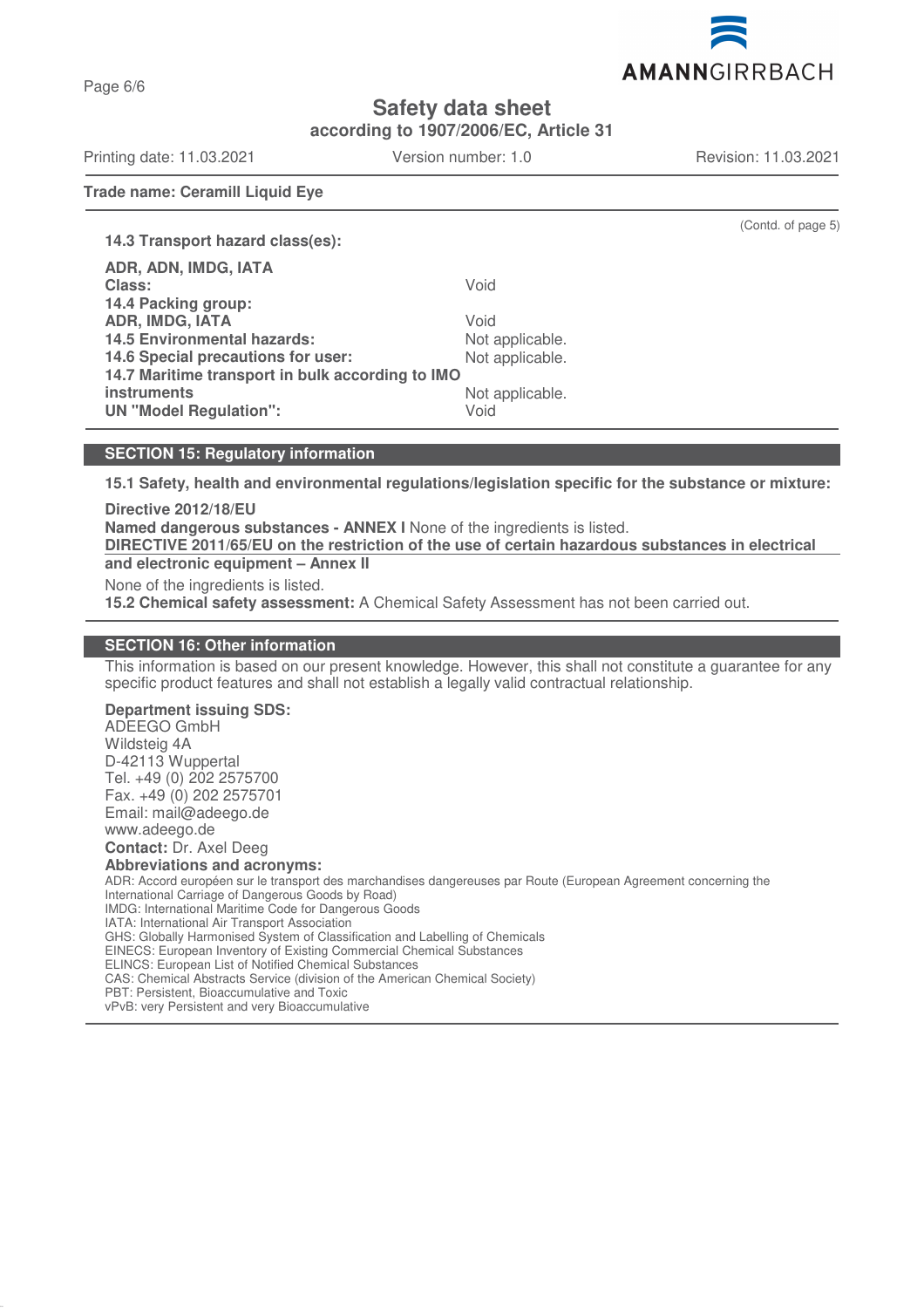(Contd. of page 5)

**14.3 Transport hazard class(es):**

| | |
|---|---|
| **ADR, ADN, IMDG, IATA** | |
| **Class:** | Void |
| **14.4 Packing group:** | |
| **ADR, IMDG, IATA** | Void |
| **14.5 Environmental hazards:** | Not applicable. |
| **14.6 Special precautions for user:** | Not applicable. |
| **14.7 Maritime transport in bulk according to IMO instruments** | Not applicable. |
| **UN "Model Regulation":** | Void |

## SECTION 15: Regulatory information

**15.1 Safety, health and environmental regulations/legislation specific for the substance or mixture:**

**Directive 2012/18/EU**

**Named dangerous substances - ANNEX I** None of the ingredients is listed.

**DIRECTIVE 2011/65/EU on the restriction of the use of certain hazardous substances in electrical and electronic equipment – Annex II**

None of the ingredients is listed.

**15.2 Chemical safety assessment:** A Chemical Safety Assessment has not been carried out.

## SECTION 16: Other information

This information is based on our present knowledge. However, this shall not constitute a guarantee for any specific product features and shall not establish a legally valid contractual relationship.

**Department issuing SDS:**
ADEEGO GmbH
Wildsteig 4A
D-42113 Wuppertal
Tel. +49 (0) 202 2575700
Fax. +49 (0) 202 2575701
Email: mail@adeego.de
www.adeego.de

**Contact:** Dr. Axel Deeg

**Abbreviations and acronyms:**
ADR: Accord européen sur le transport des marchandises dangereuses par Route (European Agreement concerning the International Carriage of Dangerous Goods by Road)
IMDG: International Maritime Code for Dangerous Goods
IATA: International Air Transport Association
GHS: Globally Harmonised System of Classification and Labelling of Chemicals
EINECS: European Inventory of Existing Commercial Chemical Substances
ELINCS: European List of Notified Chemical Substances
CAS: Chemical Abstracts Service (division of the American Chemical Society)
PBT: Persistent, Bioaccumulative and Toxic
vPvB: very Persistent and very Bioaccumulative